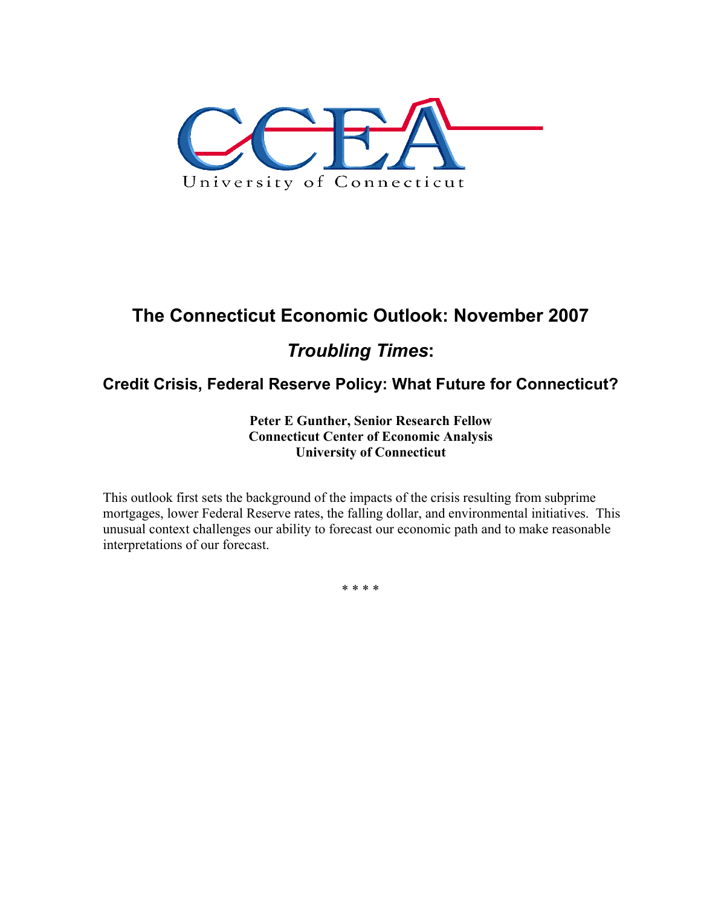CCEA

University of Connecticut

# The Connecticut Economic Outlook: November 2007

## *Troubling Times*:

### Credit Crisis, Federal Reserve Policy: What Future for Connecticut?

**Peter E Gunther, Senior Research Fellow**
**Connecticut Center of Economic Analysis**
**University of Connecticut**

This outlook first sets the background of the impacts of the crisis resulting from subprime mortgages, lower Federal Reserve rates, the falling dollar, and environmental initiatives. This unusual context challenges our ability to forecast our economic path and to make reasonable interpretations of our forecast.

* * * *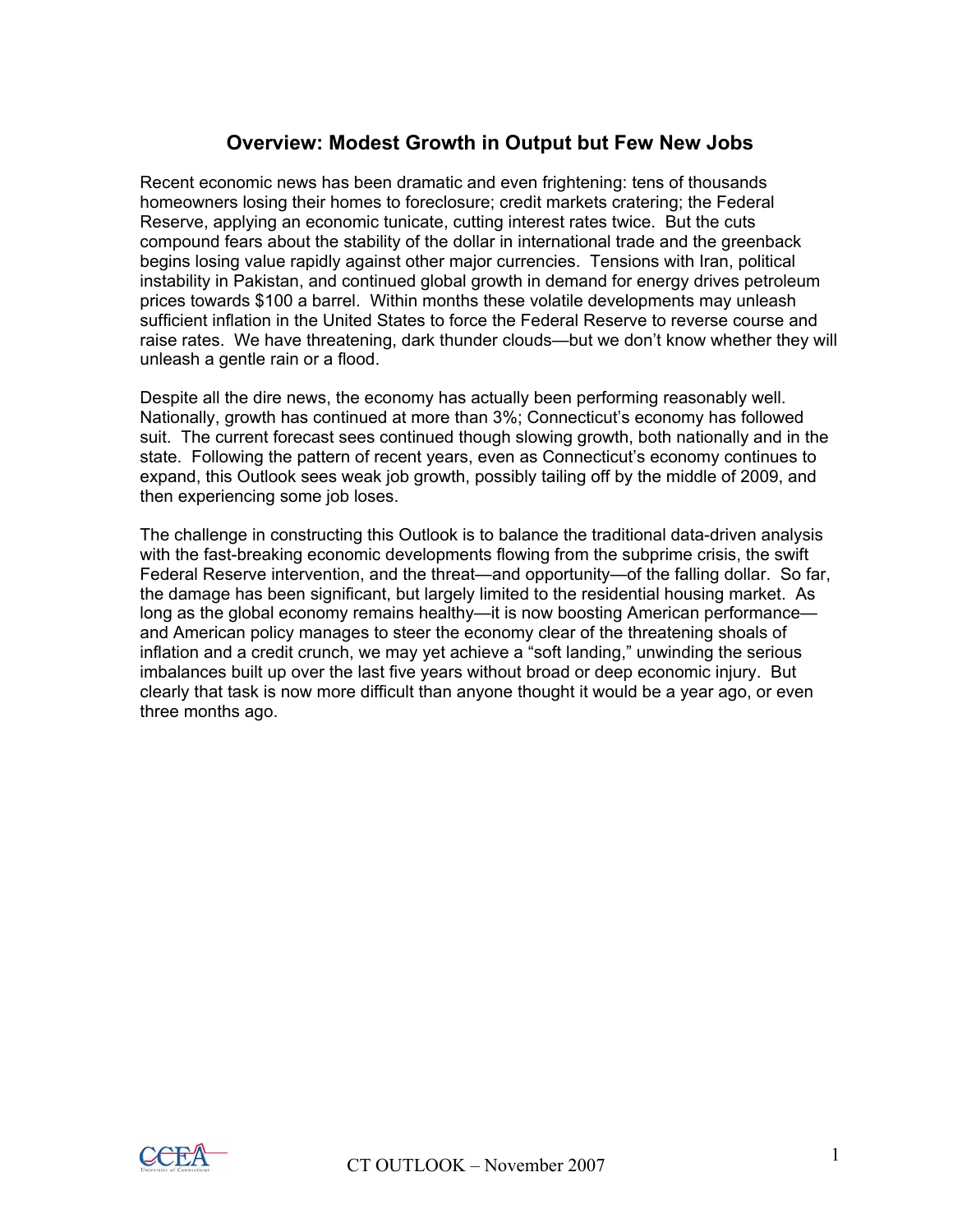## Overview: Modest Growth in Output but Few New Jobs

Recent economic news has been dramatic and even frightening: tens of thousands homeowners losing their homes to foreclosure; credit markets cratering; the Federal Reserve, applying an economic tunicate, cutting interest rates twice. But the cuts compound fears about the stability of the dollar in international trade and the greenback begins losing value rapidly against other major currencies. Tensions with Iran, political instability in Pakistan, and continued global growth in demand for energy drives petroleum prices towards $100 a barrel. Within months these volatile developments may unleash sufficient inflation in the United States to force the Federal Reserve to reverse course and raise rates. We have threatening, dark thunder clouds—but we don't know whether they will unleash a gentle rain or a flood.

Despite all the dire news, the economy has actually been performing reasonably well. Nationally, growth has continued at more than 3%; Connecticut's economy has followed suit. The current forecast sees continued though slowing growth, both nationally and in the state. Following the pattern of recent years, even as Connecticut's economy continues to expand, this Outlook sees weak job growth, possibly tailing off by the middle of 2009, and then experiencing some job loses.

The challenge in constructing this Outlook is to balance the traditional data-driven analysis with the fast-breaking economic developments flowing from the subprime crisis, the swift Federal Reserve intervention, and the threat—and opportunity—of the falling dollar. So far, the damage has been significant, but largely limited to the residential housing market. As long as the global economy remains healthy—it is now boosting American performance—and American policy manages to steer the economy clear of the threatening shoals of inflation and a credit crunch, we may yet achieve a "soft landing," unwinding the serious imbalances built up over the last five years without broad or deep economic injury. But clearly that task is now more difficult than anyone thought it would be a year ago, or even three months ago.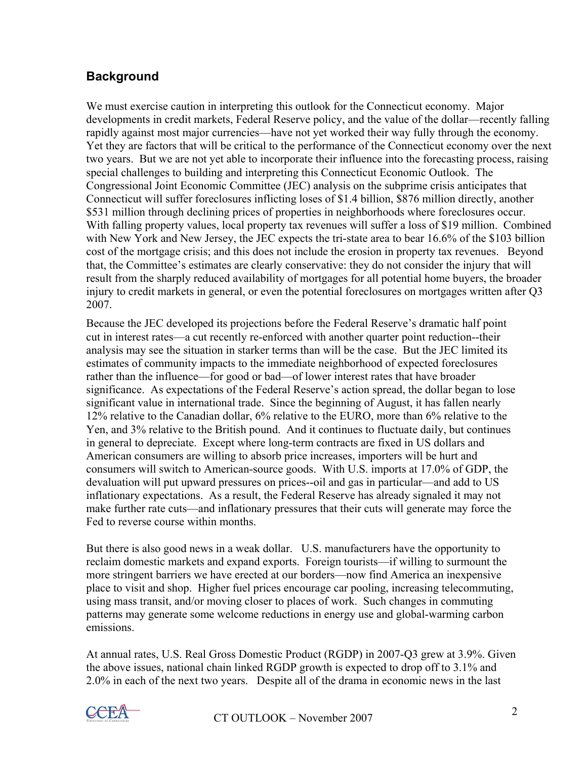## Background

We must exercise caution in interpreting this outlook for the Connecticut economy. Major developments in credit markets, Federal Reserve policy, and the value of the dollar—recently falling rapidly against most major currencies—have not yet worked their way fully through the economy. Yet they are factors that will be critical to the performance of the Connecticut economy over the next two years. But we are not yet able to incorporate their influence into the forecasting process, raising special challenges to building and interpreting this Connecticut Economic Outlook. The Congressional Joint Economic Committee (JEC) analysis on the subprime crisis anticipates that Connecticut will suffer foreclosures inflicting loses of $1.4 billion, $876 million directly, another $531 million through declining prices of properties in neighborhoods where foreclosures occur. With falling property values, local property tax revenues will suffer a loss of $19 million. Combined with New York and New Jersey, the JEC expects the tri-state area to bear 16.6% of the $103 billion cost of the mortgage crisis; and this does not include the erosion in property tax revenues. Beyond that, the Committee's estimates are clearly conservative: they do not consider the injury that will result from the sharply reduced availability of mortgages for all potential home buyers, the broader injury to credit markets in general, or even the potential foreclosures on mortgages written after Q3 2007.

Because the JEC developed its projections before the Federal Reserve's dramatic half point cut in interest rates—a cut recently re-enforced with another quarter point reduction--their analysis may see the situation in starker terms than will be the case. But the JEC limited its estimates of community impacts to the immediate neighborhood of expected foreclosures rather than the influence—for good or bad—of lower interest rates that have broader significance. As expectations of the Federal Reserve's action spread, the dollar began to lose significant value in international trade. Since the beginning of August, it has fallen nearly 12% relative to the Canadian dollar, 6% relative to the EURO, more than 6% relative to the Yen, and 3% relative to the British pound. And it continues to fluctuate daily, but continues in general to depreciate. Except where long-term contracts are fixed in US dollars and American consumers are willing to absorb price increases, importers will be hurt and consumers will switch to American-source goods. With U.S. imports at 17.0% of GDP, the devaluation will put upward pressures on prices--oil and gas in particular—and add to US inflationary expectations. As a result, the Federal Reserve has already signaled it may not make further rate cuts—and inflationary pressures that their cuts will generate may force the Fed to reverse course within months.

But there is also good news in a weak dollar. U.S. manufacturers have the opportunity to reclaim domestic markets and expand exports. Foreign tourists—if willing to surmount the more stringent barriers we have erected at our borders—now find America an inexpensive place to visit and shop. Higher fuel prices encourage car pooling, increasing telecommuting, using mass transit, and/or moving closer to places of work. Such changes in commuting patterns may generate some welcome reductions in energy use and global-warming carbon emissions.

At annual rates, U.S. Real Gross Domestic Product (RGDP) in 2007-Q3 grew at 3.9%. Given the above issues, national chain linked RGDP growth is expected to drop off to 3.1% and 2.0% in each of the next two years. Despite all of the drama in economic news in the last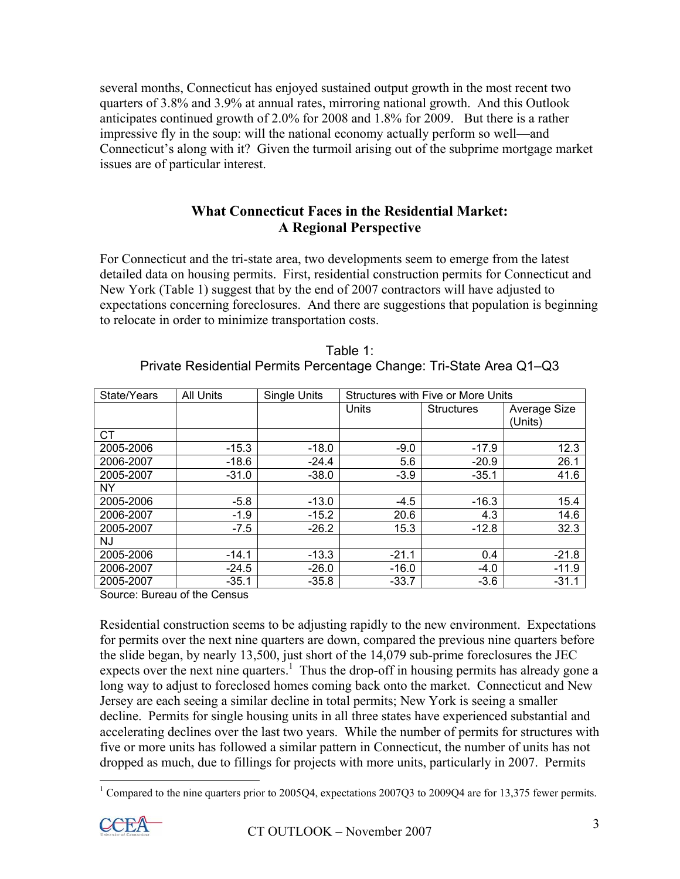several months, Connecticut has enjoyed sustained output growth in the most recent two quarters of 3.8% and 3.9% at annual rates, mirroring national growth. And this Outlook anticipates continued growth of 2.0% for 2008 and 1.8% for 2009. But there is a rather impressive fly in the soup: will the national economy actually perform so well—and Connecticut's along with it? Given the turmoil arising out of the subprime mortgage market issues are of particular interest.

## What Connecticut Faces in the Residential Market: A Regional Perspective

For Connecticut and the tri-state area, two developments seem to emerge from the latest detailed data on housing permits. First, residential construction permits for Connecticut and New York (Table 1) suggest that by the end of 2007 contractors will have adjusted to expectations concerning foreclosures. And there are suggestions that population is beginning to relocate in order to minimize transportation costs.

Table 1:
Private Residential Permits Percentage Change: Tri-State Area Q1–Q3

| State/Years | All Units | Single Units | Structures with Five or More Units | | |
|---|---|---|---|---|---|
| | | | Units | Structures | Average Size (Units) |
| CT | | | | | |
| 2005-2006 | -15.3 | -18.0 | -9.0 | -17.9 | 12.3 |
| 2006-2007 | -18.6 | -24.4 | 5.6 | -20.9 | 26.1 |
| 2005-2007 | -31.0 | -38.0 | -3.9 | -35.1 | 41.6 |
| NY | | | | | |
| 2005-2006 | -5.8 | -13.0 | -4.5 | -16.3 | 15.4 |
| 2006-2007 | -1.9 | -15.2 | 20.6 | 4.3 | 14.6 |
| 2005-2007 | -7.5 | -26.2 | 15.3 | -12.8 | 32.3 |
| NJ | | | | | |
| 2005-2006 | -14.1 | -13.3 | -21.1 | 0.4 | -21.8 |
| 2006-2007 | -24.5 | -26.0 | -16.0 | -4.0 | -11.9 |
| 2005-2007 | -35.1 | -35.8 | -33.7 | -3.6 | -31.1 |

Source: Bureau of the Census

Residential construction seems to be adjusting rapidly to the new environment. Expectations for permits over the next nine quarters are down, compared the previous nine quarters before the slide began, by nearly 13,500, just short of the 14,079 sub-prime foreclosures the JEC expects over the next nine quarters.[1] Thus the drop-off in housing permits has already gone a long way to adjust to foreclosed homes coming back onto the market. Connecticut and New Jersey are each seeing a similar decline in total permits; New York is seeing a smaller decline. Permits for single housing units in all three states have experienced substantial and accelerating declines over the last two years. While the number of permits for structures with five or more units has followed a similar pattern in Connecticut, the number of units has not dropped as much, due to fillings for projects with more units, particularly in 2007. Permits

[1] Compared to the nine quarters prior to 2005Q4, expectations 2007Q3 to 2009Q4 are for 13,375 fewer permits.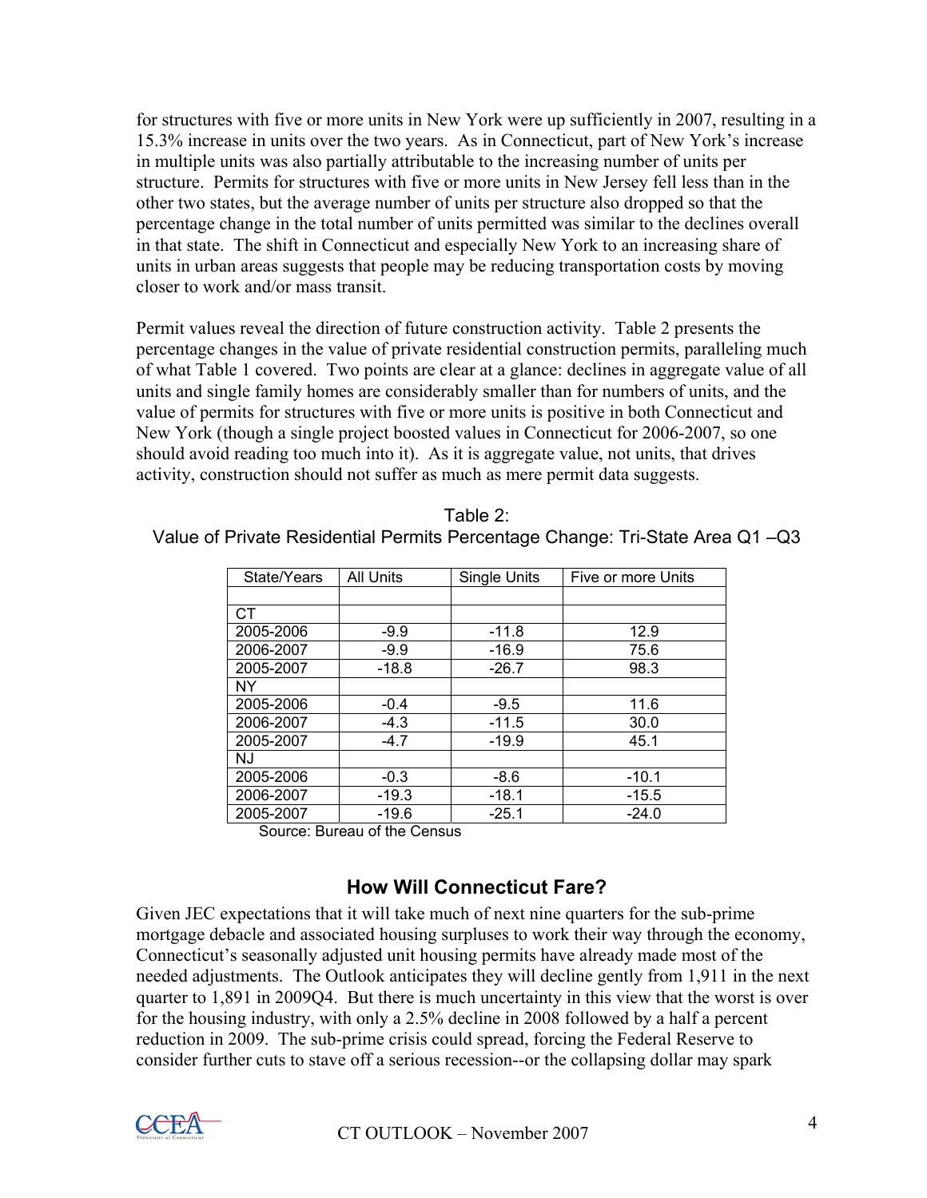for structures with five or more units in New York were up sufficiently in 2007, resulting in a 15.3% increase in units over the two years. As in Connecticut, part of New York's increase in multiple units was also partially attributable to the increasing number of units per structure. Permits for structures with five or more units in New Jersey fell less than in the other two states, but the average number of units per structure also dropped so that the percentage change in the total number of units permitted was similar to the declines overall in that state. The shift in Connecticut and especially New York to an increasing share of units in urban areas suggests that people may be reducing transportation costs by moving closer to work and/or mass transit.

Permit values reveal the direction of future construction activity. Table 2 presents the percentage changes in the value of private residential construction permits, paralleling much of what Table 1 covered. Two points are clear at a glance: declines in aggregate value of all units and single family homes are considerably smaller than for numbers of units, and the value of permits for structures with five or more units is positive in both Connecticut and New York (though a single project boosted values in Connecticut for 2006-2007, so one should avoid reading too much into it). As it is aggregate value, not units, that drives activity, construction should not suffer as much as mere permit data suggests.

Table 2:
Value of Private Residential Permits Percentage Change: Tri-State Area Q1 –Q3

| State/Years | All Units | Single Units | Five or more Units |
|---|---|---|---|
| | | | |
| CT | | | |
| 2005-2006 | -9.9 | -11.8 | 12.9 |
| 2006-2007 | -9.9 | -16.9 | 75.6 |
| 2005-2007 | -18.8 | -26.7 | 98.3 |
| NY | | | |
| 2005-2006 | -0.4 | -9.5 | 11.6 |
| 2006-2007 | -4.3 | -11.5 | 30.0 |
| 2005-2007 | -4.7 | -19.9 | 45.1 |
| NJ | | | |
| 2005-2006 | -0.3 | -8.6 | -10.1 |
| 2006-2007 | -19.3 | -18.1 | -15.5 |
| 2005-2007 | -19.6 | -25.1 | -24.0 |

Source: Bureau of the Census

## How Will Connecticut Fare?

Given JEC expectations that it will take much of next nine quarters for the sub-prime mortgage debacle and associated housing surpluses to work their way through the economy, Connecticut's seasonally adjusted unit housing permits have already made most of the needed adjustments. The Outlook anticipates they will decline gently from 1,911 in the next quarter to 1,891 in 2009Q4. But there is much uncertainty in this view that the worst is over for the housing industry, with only a 2.5% decline in 2008 followed by a half a percent reduction in 2009. The sub-prime crisis could spread, forcing the Federal Reserve to consider further cuts to stave off a serious recession--or the collapsing dollar may spark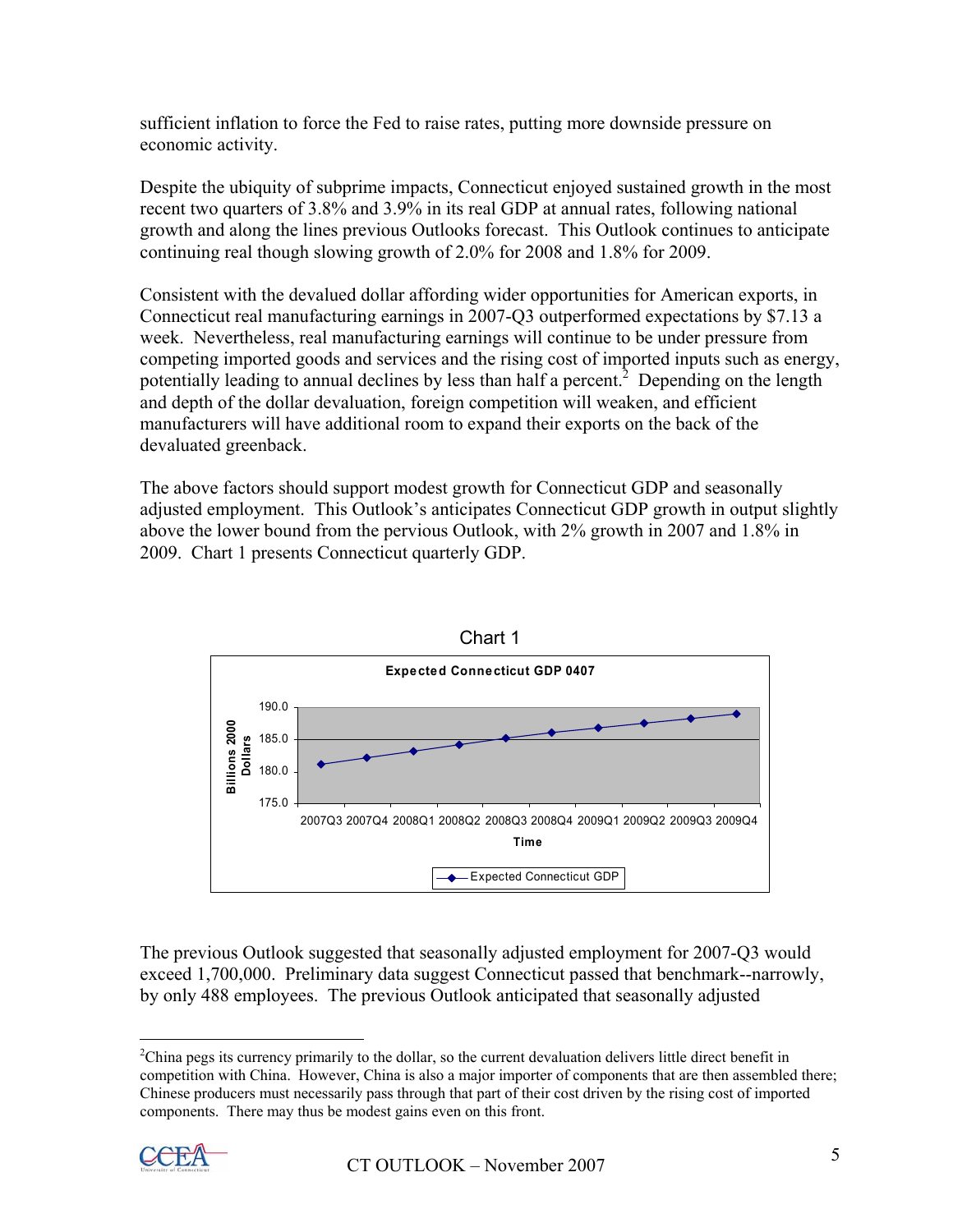sufficient inflation to force the Fed to raise rates, putting more downside pressure on economic activity.

Despite the ubiquity of subprime impacts, Connecticut enjoyed sustained growth in the most recent two quarters of 3.8% and 3.9% in its real GDP at annual rates, following national growth and along the lines previous Outlooks forecast. This Outlook continues to anticipate continuing real though slowing growth of 2.0% for 2008 and 1.8% for 2009.

Consistent with the devalued dollar affording wider opportunities for American exports, in Connecticut real manufacturing earnings in 2007-Q3 outperformed expectations by $7.13 a week. Nevertheless, real manufacturing earnings will continue to be under pressure from competing imported goods and services and the rising cost of imported inputs such as energy, potentially leading to annual declines by less than half a percent.[2] Depending on the length and depth of the dollar devaluation, foreign competition will weaken, and efficient manufacturers will have additional room to expand their exports on the back of the devaluated greenback.

The above factors should support modest growth for Connecticut GDP and seasonally adjusted employment. This Outlook's anticipates Connecticut GDP growth in output slightly above the lower bound from the pervious Outlook, with 2% growth in 2007 and 1.8% in 2009. Chart 1 presents Connecticut quarterly GDP.

Chart 1

**Expected Connecticut GDP 0407**

Billions 2000 Dollars (y-axis: 175.0 – 190.0); Time (x-axis: 2007Q3 – 2009Q4)

Legend: Expected Connecticut GDP

The previous Outlook suggested that seasonally adjusted employment for 2007-Q3 would exceed 1,700,000. Preliminary data suggest Connecticut passed that benchmark--narrowly, by only 488 employees. The previous Outlook anticipated that seasonally adjusted

---

[2] China pegs its currency primarily to the dollar, so the current devaluation delivers little direct benefit in competition with China. However, China is also a major importer of components that are then assembled there; Chinese producers must necessarily pass through that part of their cost driven by the rising cost of imported components. There may thus be modest gains even on this front.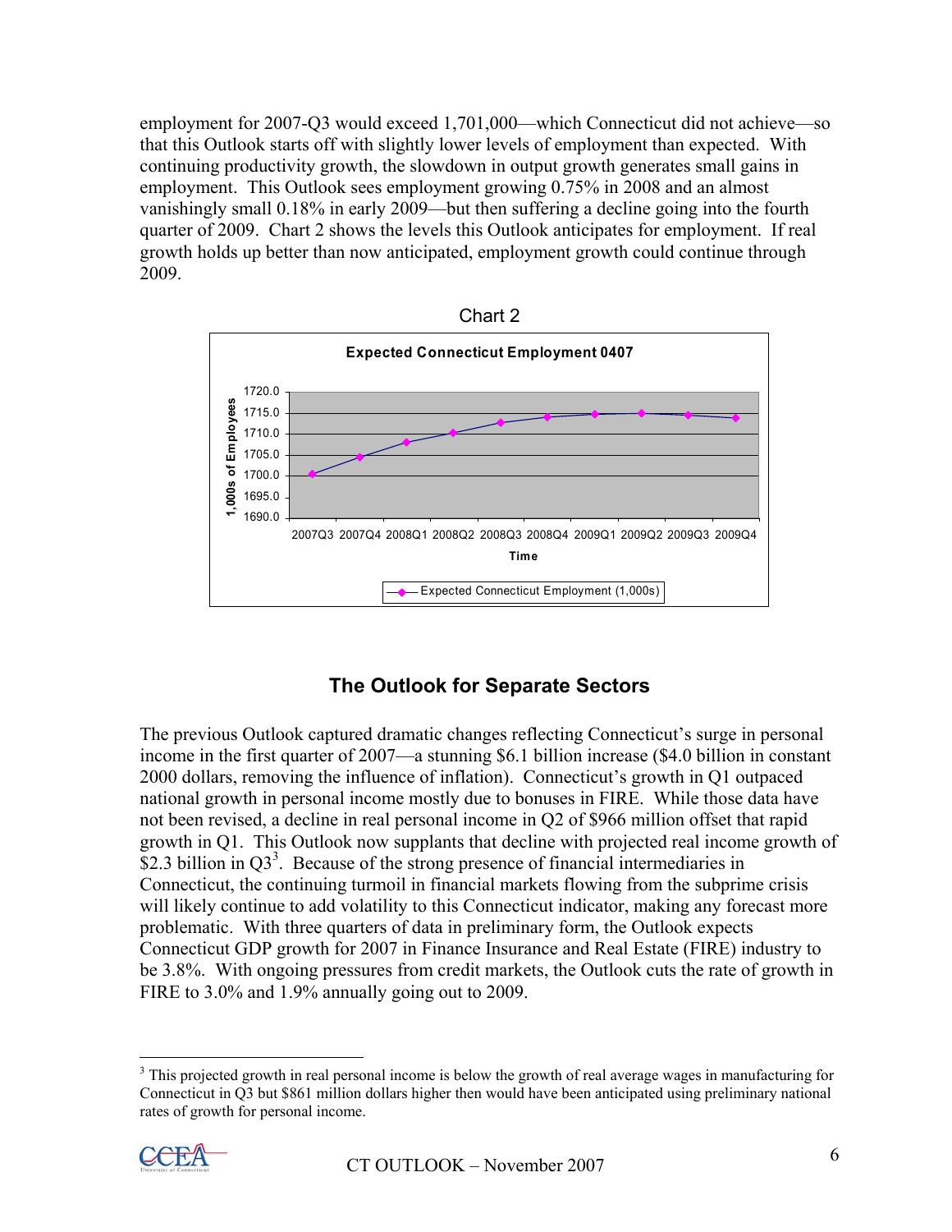employment for 2007-Q3 would exceed 1,701,000—which Connecticut did not achieve—so that this Outlook starts off with slightly lower levels of employment than expected. With continuing productivity growth, the slowdown in output growth generates small gains in employment. This Outlook sees employment growing 0.75% in 2008 and an almost vanishingly small 0.18% in early 2009—but then suffering a decline going into the fourth quarter of 2009. Chart 2 shows the levels this Outlook anticipates for employment. If real growth holds up better than now anticipated, employment growth could continue through 2009.

Chart 2

## The Outlook for Separate Sectors

The previous Outlook captured dramatic changes reflecting Connecticut's surge in personal income in the first quarter of 2007—a stunning \$6.1 billion increase (\$4.0 billion in constant 2000 dollars, removing the influence of inflation). Connecticut's growth in Q1 outpaced national growth in personal income mostly due to bonuses in FIRE. While those data have not been revised, a decline in real personal income in Q2 of \$966 million offset that rapid growth in Q1. This Outlook now supplants that decline with projected real income growth of \$2.3 billion in Q3[3]. Because of the strong presence of financial intermediaries in Connecticut, the continuing turmoil in financial markets flowing from the subprime crisis will likely continue to add volatility to this Connecticut indicator, making any forecast more problematic. With three quarters of data in preliminary form, the Outlook expects Connecticut GDP growth for 2007 in Finance Insurance and Real Estate (FIRE) industry to be 3.8%. With ongoing pressures from credit markets, the Outlook cuts the rate of growth in FIRE to 3.0% and 1.9% annually going out to 2009.

[3] This projected growth in real personal income is below the growth of real average wages in manufacturing for Connecticut in Q3 but \$861 million dollars higher then would have been anticipated using preliminary national rates of growth for personal income.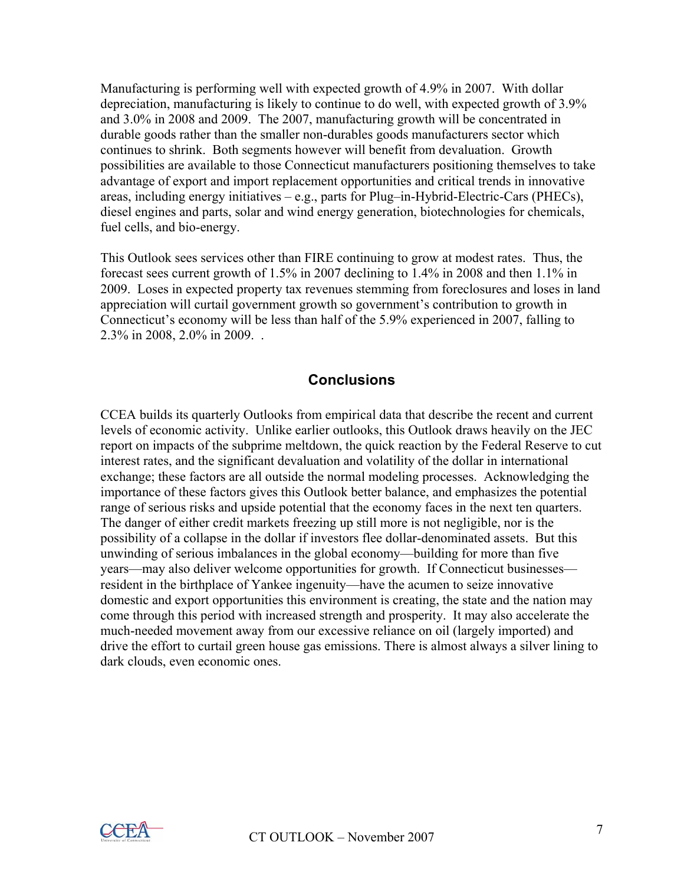Manufacturing is performing well with expected growth of 4.9% in 2007. With dollar depreciation, manufacturing is likely to continue to do well, with expected growth of 3.9% and 3.0% in 2008 and 2009. The 2007, manufacturing growth will be concentrated in durable goods rather than the smaller non-durables goods manufacturers sector which continues to shrink. Both segments however will benefit from devaluation. Growth possibilities are available to those Connecticut manufacturers positioning themselves to take advantage of export and import replacement opportunities and critical trends in innovative areas, including energy initiatives – e.g., parts for Plug–in-Hybrid-Electric-Cars (PHECs), diesel engines and parts, solar and wind energy generation, biotechnologies for chemicals, fuel cells, and bio-energy.

This Outlook sees services other than FIRE continuing to grow at modest rates. Thus, the forecast sees current growth of 1.5% in 2007 declining to 1.4% in 2008 and then 1.1% in 2009. Loses in expected property tax revenues stemming from foreclosures and loses in land appreciation will curtail government growth so government's contribution to growth in Connecticut's economy will be less than half of the 5.9% experienced in 2007, falling to 2.3% in 2008, 2.0% in 2009. .

## Conclusions

CCEA builds its quarterly Outlooks from empirical data that describe the recent and current levels of economic activity. Unlike earlier outlooks, this Outlook draws heavily on the JEC report on impacts of the subprime meltdown, the quick reaction by the Federal Reserve to cut interest rates, and the significant devaluation and volatility of the dollar in international exchange; these factors are all outside the normal modeling processes. Acknowledging the importance of these factors gives this Outlook better balance, and emphasizes the potential range of serious risks and upside potential that the economy faces in the next ten quarters. The danger of either credit markets freezing up still more is not negligible, nor is the possibility of a collapse in the dollar if investors flee dollar-denominated assets. But this unwinding of serious imbalances in the global economy—building for more than five years—may also deliver welcome opportunities for growth. If Connecticut businesses—resident in the birthplace of Yankee ingenuity—have the acumen to seize innovative domestic and export opportunities this environment is creating, the state and the nation may come through this period with increased strength and prosperity. It may also accelerate the much-needed movement away from our excessive reliance on oil (largely imported) and drive the effort to curtail green house gas emissions. There is almost always a silver lining to dark clouds, even economic ones.